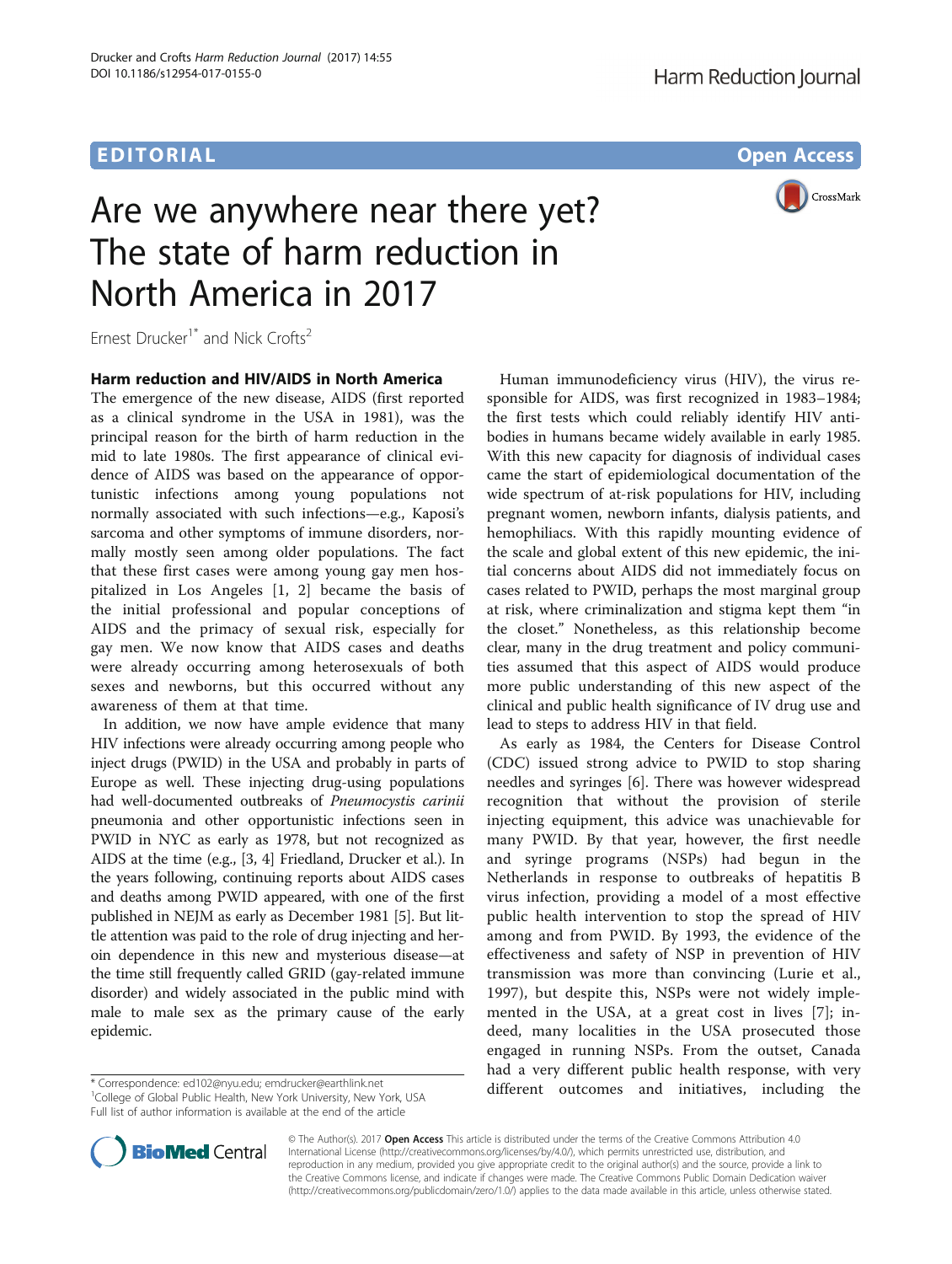EDITORIAL

Open Access

# Are we anywhere near there yet? The state of harm reduction in North America in 2017

Ernest Drucker[1*] and Nick Crofts[2]

## Harm reduction and HIV/AIDS in North America

The emergence of the new disease, AIDS (first reported as a clinical syndrome in the USA in 1981), was the principal reason for the birth of harm reduction in the mid to late 1980s. The first appearance of clinical evidence of AIDS was based on the appearance of opportunistic infections among young populations not normally associated with such infections—e.g., Kaposi's sarcoma and other symptoms of immune disorders, normally mostly seen among older populations. The fact that these first cases were among young gay men hospitalized in Los Angeles [1, 2] became the basis of the initial professional and popular conceptions of AIDS and the primacy of sexual risk, especially for gay men. We now know that AIDS cases and deaths were already occurring among heterosexuals of both sexes and newborns, but this occurred without any awareness of them at that time.

In addition, we now have ample evidence that many HIV infections were already occurring among people who inject drugs (PWID) in the USA and probably in parts of Europe as well. These injecting drug-using populations had well-documented outbreaks of *Pneumocystis carinii* pneumonia and other opportunistic infections seen in PWID in NYC as early as 1978, but not recognized as AIDS at the time (e.g., [3, 4] Friedland, Drucker et al.). In the years following, continuing reports about AIDS cases and deaths among PWID appeared, with one of the first published in NEJM as early as December 1981 [5]. But little attention was paid to the role of drug injecting and heroin dependence in this new and mysterious disease—at the time still frequently called GRID (gay-related immune disorder) and widely associated in the public mind with male to male sex as the primary cause of the early epidemic.

Human immunodeficiency virus (HIV), the virus responsible for AIDS, was first recognized in 1983–1984; the first tests which could reliably identify HIV antibodies in humans became widely available in early 1985. With this new capacity for diagnosis of individual cases came the start of epidemiological documentation of the wide spectrum of at-risk populations for HIV, including pregnant women, newborn infants, dialysis patients, and hemophiliacs. With this rapidly mounting evidence of the scale and global extent of this new epidemic, the initial concerns about AIDS did not immediately focus on cases related to PWID, perhaps the most marginal group at risk, where criminalization and stigma kept them "in the closet." Nonetheless, as this relationship become clear, many in the drug treatment and policy communities assumed that this aspect of AIDS would produce more public understanding of this new aspect of the clinical and public health significance of IV drug use and lead to steps to address HIV in that field.

As early as 1984, the Centers for Disease Control (CDC) issued strong advice to PWID to stop sharing needles and syringes [6]. There was however widespread recognition that without the provision of sterile injecting equipment, this advice was unachievable for many PWID. By that year, however, the first needle and syringe programs (NSPs) had begun in the Netherlands in response to outbreaks of hepatitis B virus infection, providing a model of a most effective public health intervention to stop the spread of HIV among and from PWID. By 1993, the evidence of the effectiveness and safety of NSP in prevention of HIV transmission was more than convincing (Lurie et al., 1997), but despite this, NSPs were not widely implemented in the USA, at a great cost in lives [7]; indeed, many localities in the USA prosecuted those engaged in running NSPs. From the outset, Canada had a very different public health response, with very different outcomes and initiatives, including the

\* Correspondence: ed102@nyu.edu; emdrucker@earthlink.net
[1]College of Global Public Health, New York University, New York, USA
Full list of author information is available at the end of the article

© The Author(s). 2017 **Open Access** This article is distributed under the terms of the Creative Commons Attribution 4.0 International License (http://creativecommons.org/licenses/by/4.0/), which permits unrestricted use, distribution, and reproduction in any medium, provided you give appropriate credit to the original author(s) and the source, provide a link to the Creative Commons license, and indicate if changes were made. The Creative Commons Public Domain Dedication waiver (http://creativecommons.org/publicdomain/zero/1.0/) applies to the data made available in this article, unless otherwise stated.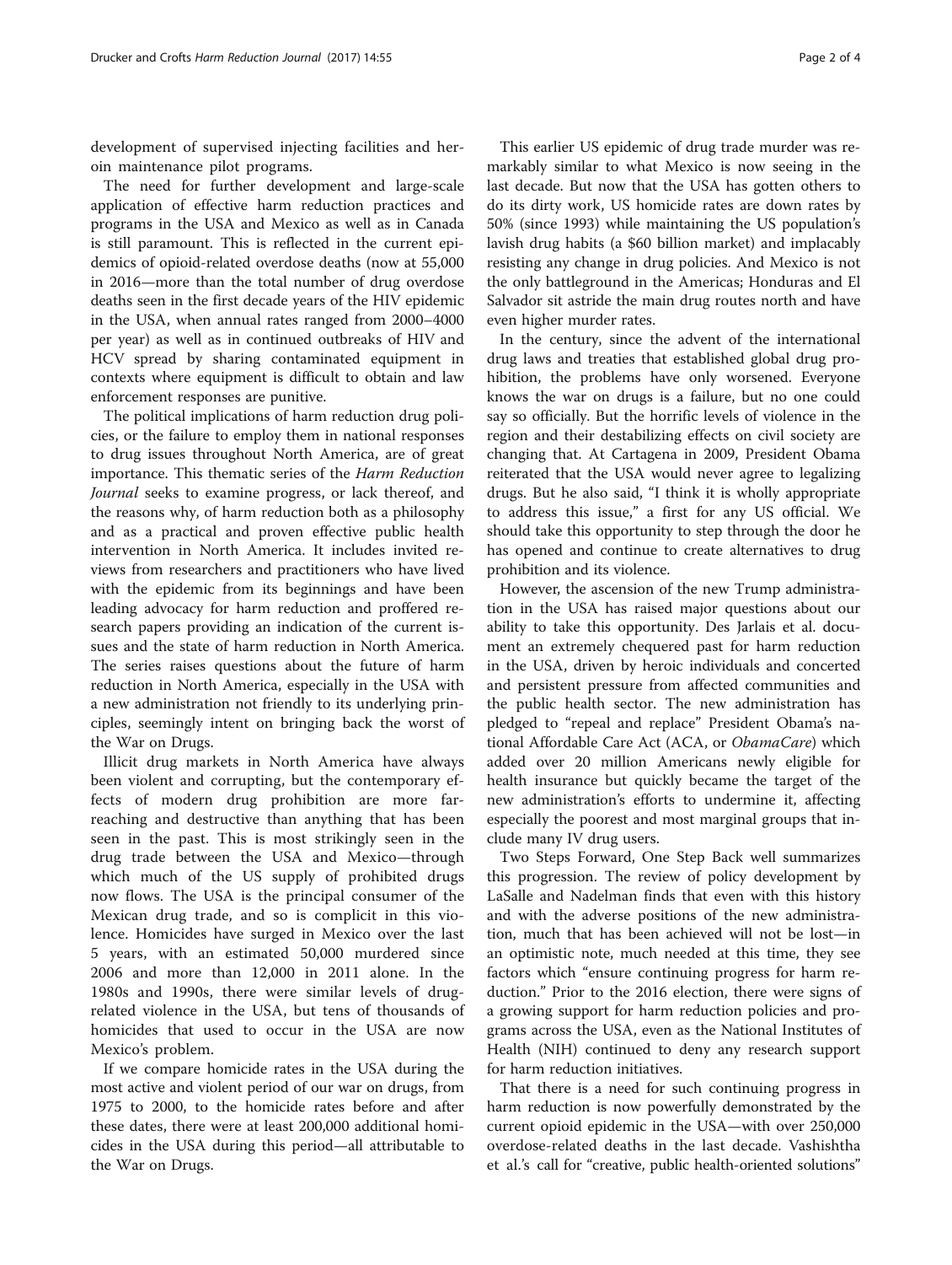development of supervised injecting facilities and heroin maintenance pilot programs.

The need for further development and large-scale application of effective harm reduction practices and programs in the USA and Mexico as well as in Canada is still paramount. This is reflected in the current epidemics of opioid-related overdose deaths (now at 55,000 in 2016—more than the total number of drug overdose deaths seen in the first decade years of the HIV epidemic in the USA, when annual rates ranged from 2000–4000 per year) as well as in continued outbreaks of HIV and HCV spread by sharing contaminated equipment in contexts where equipment is difficult to obtain and law enforcement responses are punitive.

The political implications of harm reduction drug policies, or the failure to employ them in national responses to drug issues throughout North America, are of great importance. This thematic series of the *Harm Reduction Journal* seeks to examine progress, or lack thereof, and the reasons why, of harm reduction both as a philosophy and as a practical and proven effective public health intervention in North America. It includes invited reviews from researchers and practitioners who have lived with the epidemic from its beginnings and have been leading advocacy for harm reduction and proffered research papers providing an indication of the current issues and the state of harm reduction in North America. The series raises questions about the future of harm reduction in North America, especially in the USA with a new administration not friendly to its underlying principles, seemingly intent on bringing back the worst of the War on Drugs.

Illicit drug markets in North America have always been violent and corrupting, but the contemporary effects of modern drug prohibition are more far-reaching and destructive than anything that has been seen in the past. This is most strikingly seen in the drug trade between the USA and Mexico—through which much of the US supply of prohibited drugs now flows. The USA is the principal consumer of the Mexican drug trade, and so is complicit in this violence. Homicides have surged in Mexico over the last 5 years, with an estimated 50,000 murdered since 2006 and more than 12,000 in 2011 alone. In the 1980s and 1990s, there were similar levels of drug-related violence in the USA, but tens of thousands of homicides that used to occur in the USA are now Mexico's problem.

If we compare homicide rates in the USA during the most active and violent period of our war on drugs, from 1975 to 2000, to the homicide rates before and after these dates, there were at least 200,000 additional homicides in the USA during this period—all attributable to the War on Drugs.

This earlier US epidemic of drug trade murder was remarkably similar to what Mexico is now seeing in the last decade. But now that the USA has gotten others to do its dirty work, US homicide rates are down rates by 50% (since 1993) while maintaining the US population's lavish drug habits (a $60 billion market) and implacably resisting any change in drug policies. And Mexico is not the only battleground in the Americas; Honduras and El Salvador sit astride the main drug routes north and have even higher murder rates.

In the century, since the advent of the international drug laws and treaties that established global drug prohibition, the problems have only worsened. Everyone knows the war on drugs is a failure, but no one could say so officially. But the horrific levels of violence in the region and their destabilizing effects on civil society are changing that. At Cartagena in 2009, President Obama reiterated that the USA would never agree to legalizing drugs. But he also said, "I think it is wholly appropriate to address this issue," a first for any US official. We should take this opportunity to step through the door he has opened and continue to create alternatives to drug prohibition and its violence.

However, the ascension of the new Trump administration in the USA has raised major questions about our ability to take this opportunity. Des Jarlais et al. document an extremely chequered past for harm reduction in the USA, driven by heroic individuals and concerted and persistent pressure from affected communities and the public health sector. The new administration has pledged to "repeal and replace" President Obama's national Affordable Care Act (ACA, or *ObamaCare*) which added over 20 million Americans newly eligible for health insurance but quickly became the target of the new administration's efforts to undermine it, affecting especially the poorest and most marginal groups that include many IV drug users.

Two Steps Forward, One Step Back well summarizes this progression. The review of policy development by LaSalle and Nadelman finds that even with this history and with the adverse positions of the new administration, much that has been achieved will not be lost—in an optimistic note, much needed at this time, they see factors which "ensure continuing progress for harm reduction." Prior to the 2016 election, there were signs of a growing support for harm reduction policies and programs across the USA, even as the National Institutes of Health (NIH) continued to deny any research support for harm reduction initiatives.

That there is a need for such continuing progress in harm reduction is now powerfully demonstrated by the current opioid epidemic in the USA—with over 250,000 overdose-related deaths in the last decade. Vashishtha et al.'s call for "creative, public health-oriented solutions"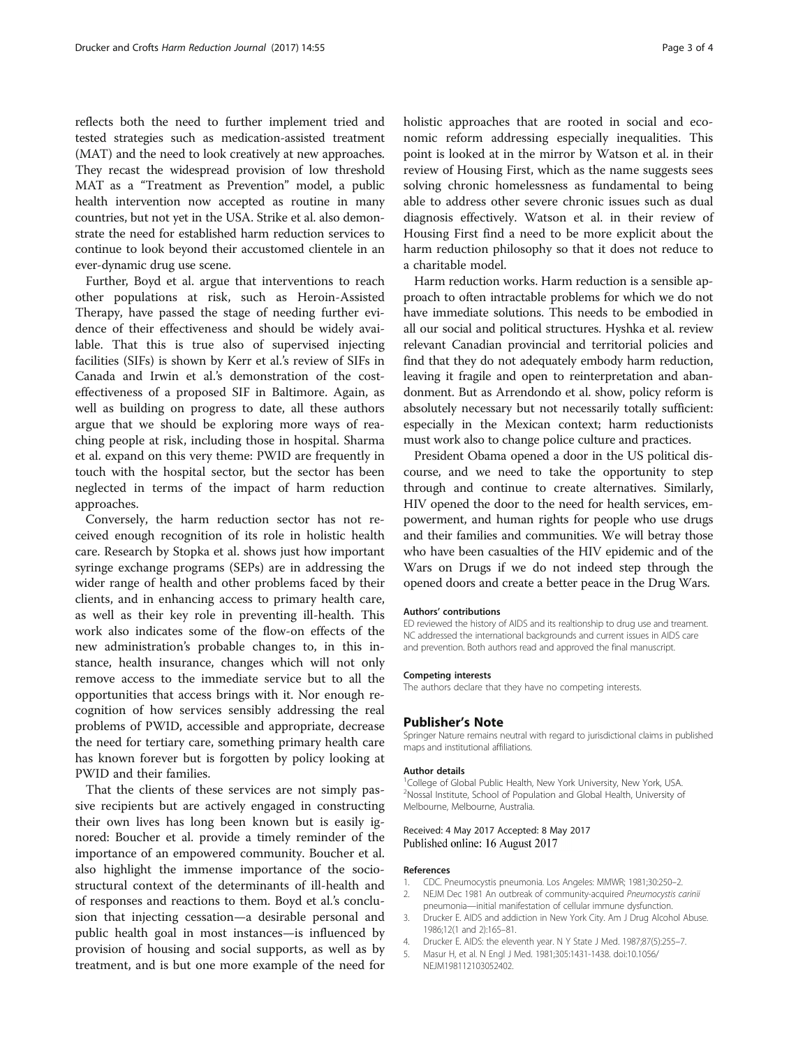reflects both the need to further implement tried and tested strategies such as medication-assisted treatment (MAT) and the need to look creatively at new approaches. They recast the widespread provision of low threshold MAT as a "Treatment as Prevention" model, a public health intervention now accepted as routine in many countries, but not yet in the USA. Strike et al. also demonstrate the need for established harm reduction services to continue to look beyond their accustomed clientele in an ever-dynamic drug use scene.

Further, Boyd et al. argue that interventions to reach other populations at risk, such as Heroin-Assisted Therapy, have passed the stage of needing further evidence of their effectiveness and should be widely available. That this is true also of supervised injecting facilities (SIFs) is shown by Kerr et al.'s review of SIFs in Canada and Irwin et al.'s demonstration of the cost-effectiveness of a proposed SIF in Baltimore. Again, as well as building on progress to date, all these authors argue that we should be exploring more ways of reaching people at risk, including those in hospital. Sharma et al. expand on this very theme: PWID are frequently in touch with the hospital sector, but the sector has been neglected in terms of the impact of harm reduction approaches.

Conversely, the harm reduction sector has not received enough recognition of its role in holistic health care. Research by Stopka et al. shows just how important syringe exchange programs (SEPs) are in addressing the wider range of health and other problems faced by their clients, and in enhancing access to primary health care, as well as their key role in preventing ill-health. This work also indicates some of the flow-on effects of the new administration's probable changes to, in this instance, health insurance, changes which will not only remove access to the immediate service but to all the opportunities that access brings with it. Nor enough recognition of how services sensibly addressing the real problems of PWID, accessible and appropriate, decrease the need for tertiary care, something primary health care has known forever but is forgotten by policy looking at PWID and their families.

That the clients of these services are not simply passive recipients but are actively engaged in constructing their own lives has long been known but is easily ignored: Boucher et al. provide a timely reminder of the importance of an empowered community. Boucher et al. also highlight the immense importance of the socio-structural context of the determinants of ill-health and of responses and reactions to them. Boyd et al.'s conclusion that injecting cessation—a desirable personal and public health goal in most instances—is influenced by provision of housing and social supports, as well as by treatment, and is but one more example of the need for holistic approaches that are rooted in social and economic reform addressing especially inequalities. This point is looked at in the mirror by Watson et al. in their review of Housing First, which as the name suggests sees solving chronic homelessness as fundamental to being able to address other severe chronic issues such as dual diagnosis effectively. Watson et al. in their review of Housing First find a need to be more explicit about the harm reduction philosophy so that it does not reduce to a charitable model.

Harm reduction works. Harm reduction is a sensible approach to often intractable problems for which we do not have immediate solutions. This needs to be embodied in all our social and political structures. Hyshka et al. review relevant Canadian provincial and territorial policies and find that they do not adequately embody harm reduction, leaving it fragile and open to reinterpretation and abandonment. But as Arrendondo et al. show, policy reform is absolutely necessary but not necessarily totally sufficient: especially in the Mexican context; harm reductionists must work also to change police culture and practices.

President Obama opened a door in the US political discourse, and we need to take the opportunity to step through and continue to create alternatives. Similarly, HIV opened the door to the need for health services, empowerment, and human rights for people who use drugs and their families and communities. We will betray those who have been casualties of the HIV epidemic and of the Wars on Drugs if we do not indeed step through the opened doors and create a better peace in the Drug Wars.

#### Authors' contributions

ED reviewed the history of AIDS and its realtionship to drug use and treament. NC addressed the international backgrounds and current issues in AIDS care and prevention. Both authors read and approved the final manuscript.

#### Competing interests

The authors declare that they have no competing interests.

### Publisher's Note

Springer Nature remains neutral with regard to jurisdictional claims in published maps and institutional affiliations.

#### Author details

[1]College of Global Public Health, New York University, New York, USA. [2]Nossal Institute, School of Population and Global Health, University of Melbourne, Melbourne, Australia.

Received: 4 May 2017 Accepted: 8 May 2017
Published online: 16 August 2017

#### References

1. CDC. Pneumocystis pneumonia. Los Angeles: MMWR; 1981;30:250–2.
2. NEJM Dec 1981 An outbreak of community-acquired *Pneumocystis carinii* pneumonia—initial manifestation of cellular immune dysfunction.
3. Drucker E. AIDS and addiction in New York City. Am J Drug Alcohol Abuse. 1986;12(1 and 2):165–81.
4. Drucker E. AIDS: the eleventh year. N Y State J Med. 1987;87(5):255–7.
5. Masur H, et al. N Engl J Med. 1981;305:1431-1438. doi:10.1056/NEJM198112103052402.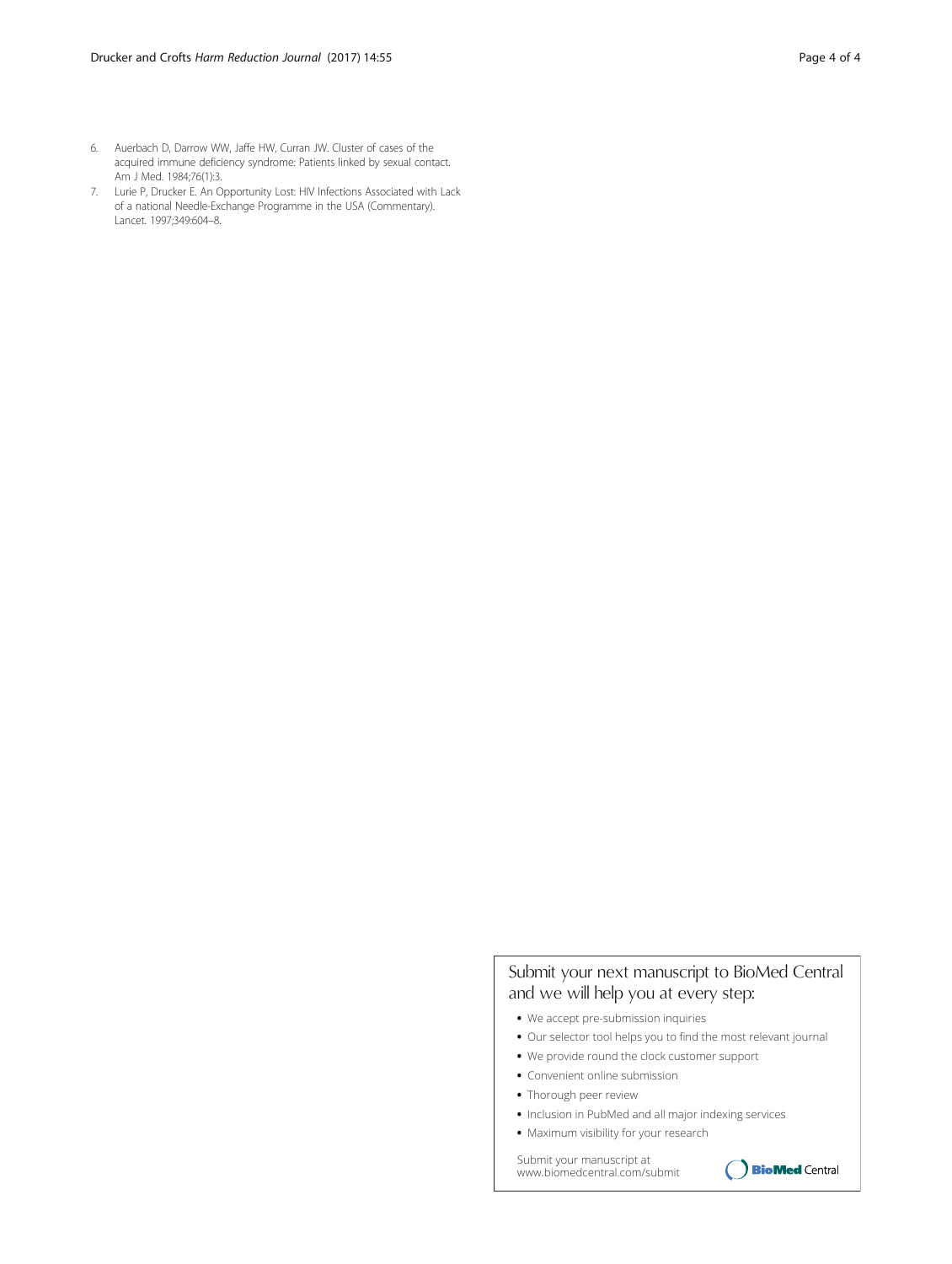6. Auerbach D, Darrow WW, Jaffe HW, Curran JW. Cluster of cases of the acquired immune deficiency syndrome: Patients linked by sexual contact. Am J Med. 1984;76(1):3.
7. Lurie P, Drucker E. An Opportunity Lost: HIV Infections Associated with Lack of a national Needle-Exchange Programme in the USA (Commentary). Lancet. 1997;349:604–8.

Submit your next manuscript to BioMed Central and we will help you at every step:

- We accept pre-submission inquiries
- Our selector tool helps you to find the most relevant journal
- We provide round the clock customer support
- Convenient online submission
- Thorough peer review
- Inclusion in PubMed and all major indexing services
- Maximum visibility for your research

Submit your manuscript at
www.biomedcentral.com/submit

BioMed Central